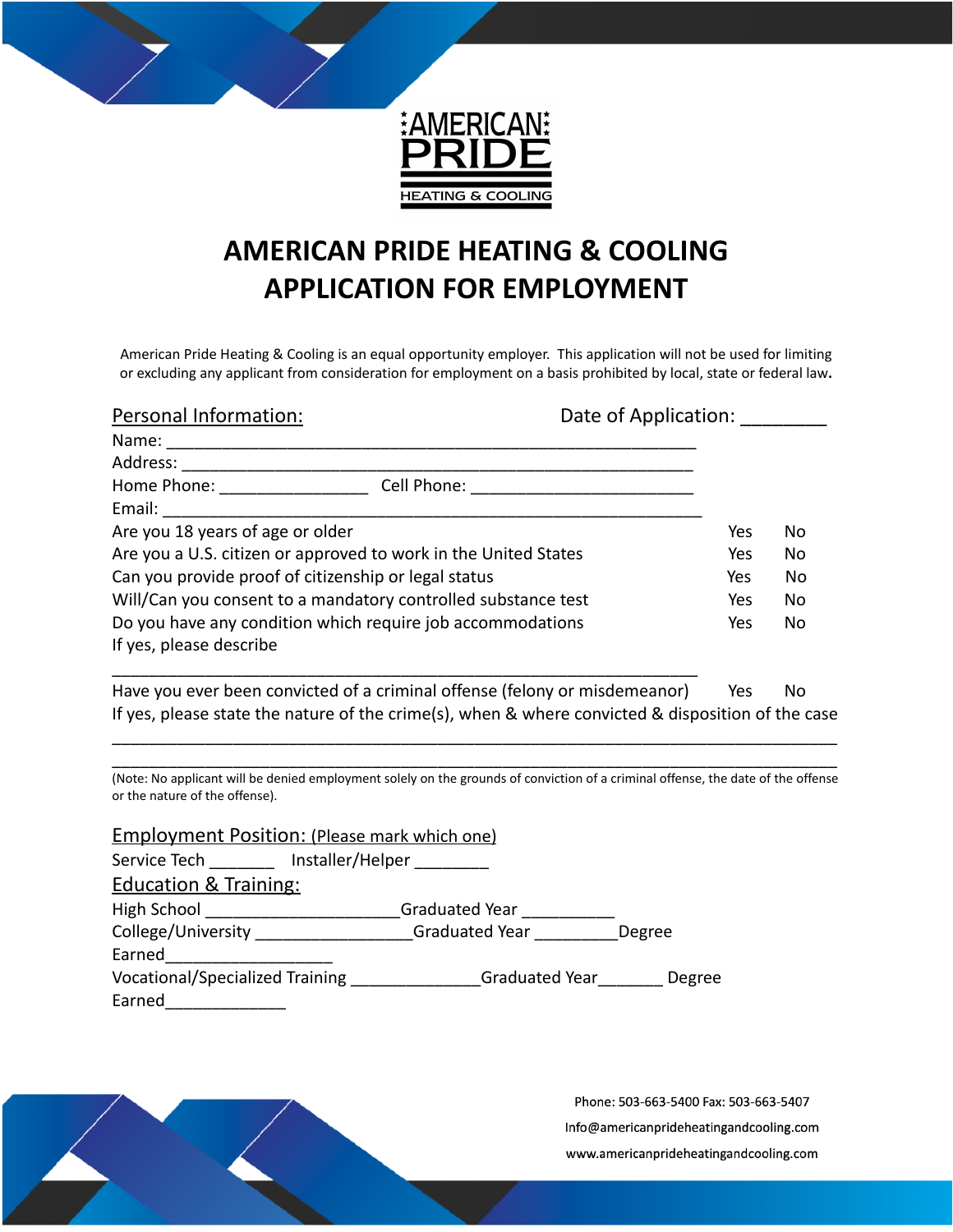AMERICAN PRIDE
HEATING & COOLING

# AMERICAN PRIDE HEATING & COOLING
# APPLICATION FOR EMPLOYMENT

American Pride Heating & Cooling is an equal opportunity employer. This application will not be used for limiting or excluding any applicant from consideration for employment on a basis prohibited by local, state or federal law.

## Personal Information:

Date of Application: ________

Name: ___________________________________________________________

Address: _________________________________________________________

Home Phone: ________________ Cell Phone: ________________________

Email: ____________________________________________________________

Are you 18 years of age or older Yes No

Are you a U.S. citizen or approved to work in the United States Yes No

Can you provide proof of citizenship or legal status Yes No

Will/Can you consent to a mandatory controlled substance test Yes No

Do you have any condition which require job accommodations Yes No

If yes, please describe

_______________________________________________________________

Have you ever been convicted of a criminal offense (felony or misdemeanor) Yes No

If yes, please state the nature of the crime(s), when & where convicted & disposition of the case

_______________________________________________________________________________

_______________________________________________________________________________

(Note: No applicant will be denied employment solely on the grounds of conviction of a criminal offense, the date of the offense or the nature of the offense).

## Employment Position: (Please mark which one)

Service Tech _______ Installer/Helper ________

## Education & Training:

High School _____________________Graduated Year __________

College/University _________________Graduated Year _________Degree Earned__________________

Vocational/Specialized Training ______________Graduated Year_______ Degree Earned_____________

Phone: 503-663-5400 Fax: 503-663-5407

Info@americanprideheatingandcooling.com

www.americanprideheatingandcooling.com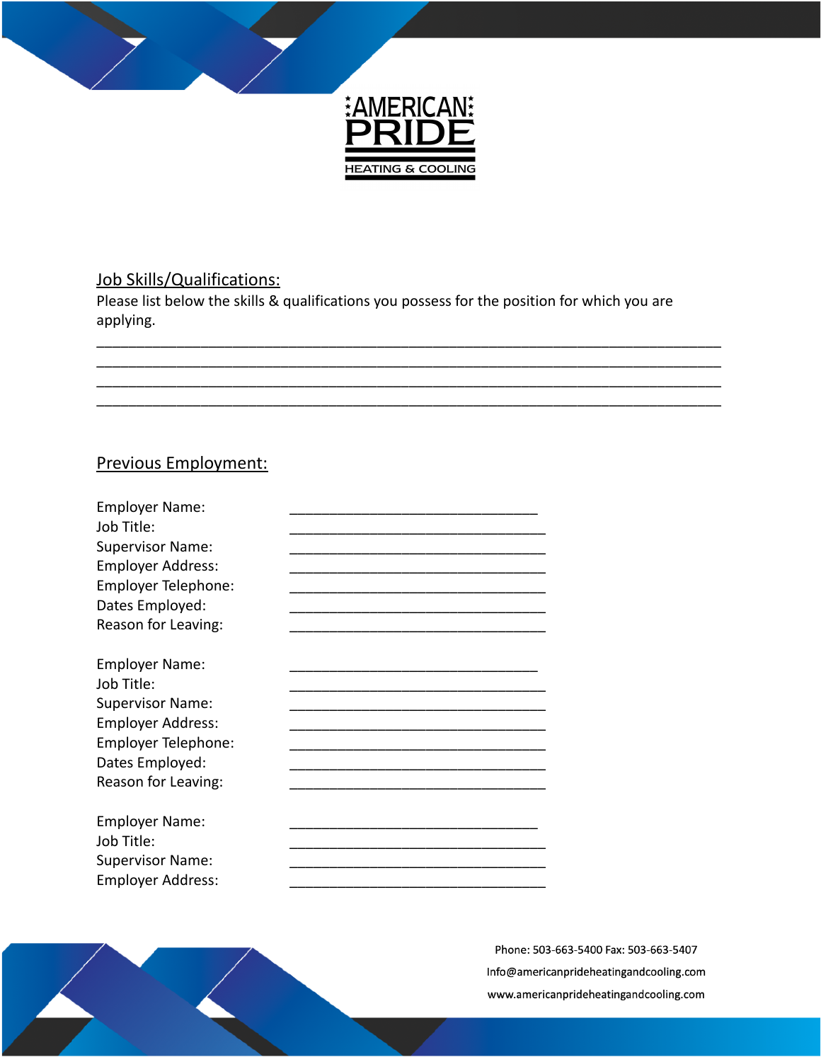AMERICAN PRIDE

HEATING & COOLING

## Job Skills/Qualifications:

Please list below the skills & qualifications you possess for the position for which you are applying.

______________________________________________________________________________
______________________________________________________________________________
______________________________________________________________________________
______________________________________________________________________________

## Previous Employment:

Employer Name: _______________________________
Job Title: ________________________________
Supervisor Name: ________________________________
Employer Address: ________________________________
Employer Telephone: ________________________________
Dates Employed: ________________________________
Reason for Leaving: ________________________________

Employer Name: _______________________________
Job Title: ________________________________
Supervisor Name: ________________________________
Employer Address: ________________________________
Employer Telephone: ________________________________
Dates Employed: ________________________________
Reason for Leaving: ________________________________

Employer Name: _______________________________
Job Title: ________________________________
Supervisor Name: ________________________________
Employer Address: ________________________________

Phone: 503-663-5400 Fax: 503-663-5407
Info@americanprideheatingandcooling.com
www.americanprideheatingandcooling.com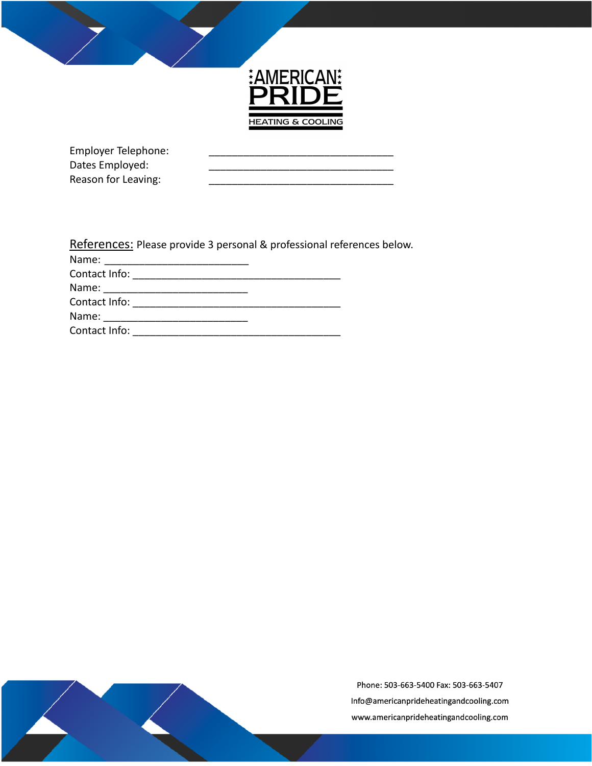AMERICAN PRIDE

HEATING & COOLING

Employer Telephone: ________________________________

Dates Employed: ________________________________

Reason for Leaving: ________________________________

References: Please provide 3 personal & professional references below.

Name: _________________________

Contact Info: ____________________________________

Name: _________________________

Contact Info: ____________________________________

Name: _________________________

Contact Info: ____________________________________

Phone: 503-663-5400 Fax: 503-663-5407

Info@americanprideheatingandcooling.com

www.americanprideheatingandcooling.com